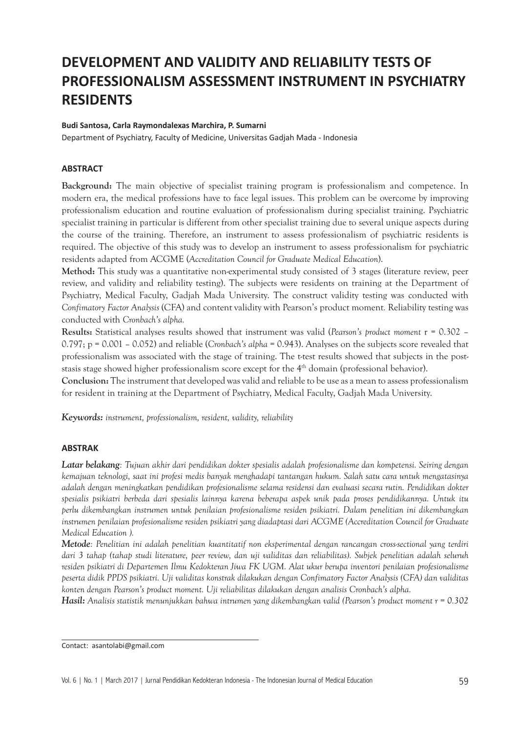# DEVELOPMENT AND VALIDITY AND RELIABILITY TESTS OF PROFESSIONALISM ASSESSMENT INSTRUMENT IN PSYCHIATRY RESIDENTS

**Budi Santosa, Carla Raymondalexas Marchira, P. Sumarni**

Department of Psychiatry, Faculty of Medicine, Universitas Gadjah Mada - Indonesia

## ABSTRACT

**Background:** The main objective of specialist training program is professionalism and competence. In modern era, the medical professions have to face legal issues. This problem can be overcome by improving professionalism education and routine evaluation of professionalism during specialist training. Psychiatric specialist training in particular is different from other specialist training due to several unique aspects during the course of the training. Therefore, an instrument to assess professionalism of psychiatric residents is required. The objective of this study was to develop an instrument to assess professionalism for psychiatric residents adapted from ACGME (*Accreditation Council for Graduate Medical Education*).

**Method:** This study was a quantitative non-experimental study consisted of 3 stages (literature review, peer review, and validity and reliability testing). The subjects were residents on training at the Department of Psychiatry, Medical Faculty, Gadjah Mada University. The construct validity testing was conducted with *Confimatory Factor Analysis* (CFA) and content validity with Pearson's product moment. Reliability testing was conducted with *Cronbach's alpha.*

**Results:** Statistical analyses results showed that instrument was valid (*Pearson's product moment* r = 0.302 – 0.797; p = 0.001 – 0.052) and reliable (*Cronbach's alpha* = 0.943). Analyses on the subjects score revealed that professionalism was associated with the stage of training. The t-test results showed that subjects in the post-stasis stage showed higher professionalism score except for the 4th domain (professional behavior).

**Conclusion:** The instrument that developed was valid and reliable to be use as a mean to assess professionalism for resident in training at the Department of Psychiatry, Medical Faculty, Gadjah Mada University.

***Keywords:*** *instrument, professionalism, resident, validity, reliability*

## ABSTRAK

***Latar belakang***: *Tujuan akhir dari pendidikan dokter spesialis adalah profesionalisme dan kompetensi. Seiring dengan kemajuan teknologi, saat ini profesi medis banyak menghadapi tantangan hukum. Salah satu cara untuk mengatasinya adalah dengan meningkatkan pendidikan profesionalisme selama residensi dan evaluasi secara rutin. Pendidikan dokter spesialis psikiatri berbeda dari spesialis lainnya karena beberapa aspek unik pada proses pendidikannya. Untuk itu perlu dikembangkan instrumen untuk penilaian profesionalisme residen psikiatri. Dalam penelitian ini dikembangkan instrumen penilaian profesionalisme residen psikiatri yang diadaptasi dari ACGME (Accreditation Council for Graduate Medical Education ).*

***Metode***: *Penelitian ini adalah penelitian kuantitatif non eksperimental dengan rancangan cross-sectional yang terdiri dari 3 tahap (tahap studi literature, peer review, dan uji validitas dan reliabilitas). Subjek penelitian adalah seluruh residen psikiatri di Departemen Ilmu Kedokteran Jiwa FK UGM. Alat ukur berupa inventori penilaian profesionalisme peserta didik PPDS psikiatri. Uji validitas konstrak dilakukan dengan Confimatory Factor Analysis (CFA) dan validitas konten dengan Pearson's product moment. Uji reliabilitas dilakukan dengan analisis Cronbach's alpha.*

***Hasil:*** *Analisis statistik menunjukkan bahwa intrumen yang dikembangkan valid (Pearson's product moment r = 0.302*

Contact: asantolabi@gmail.com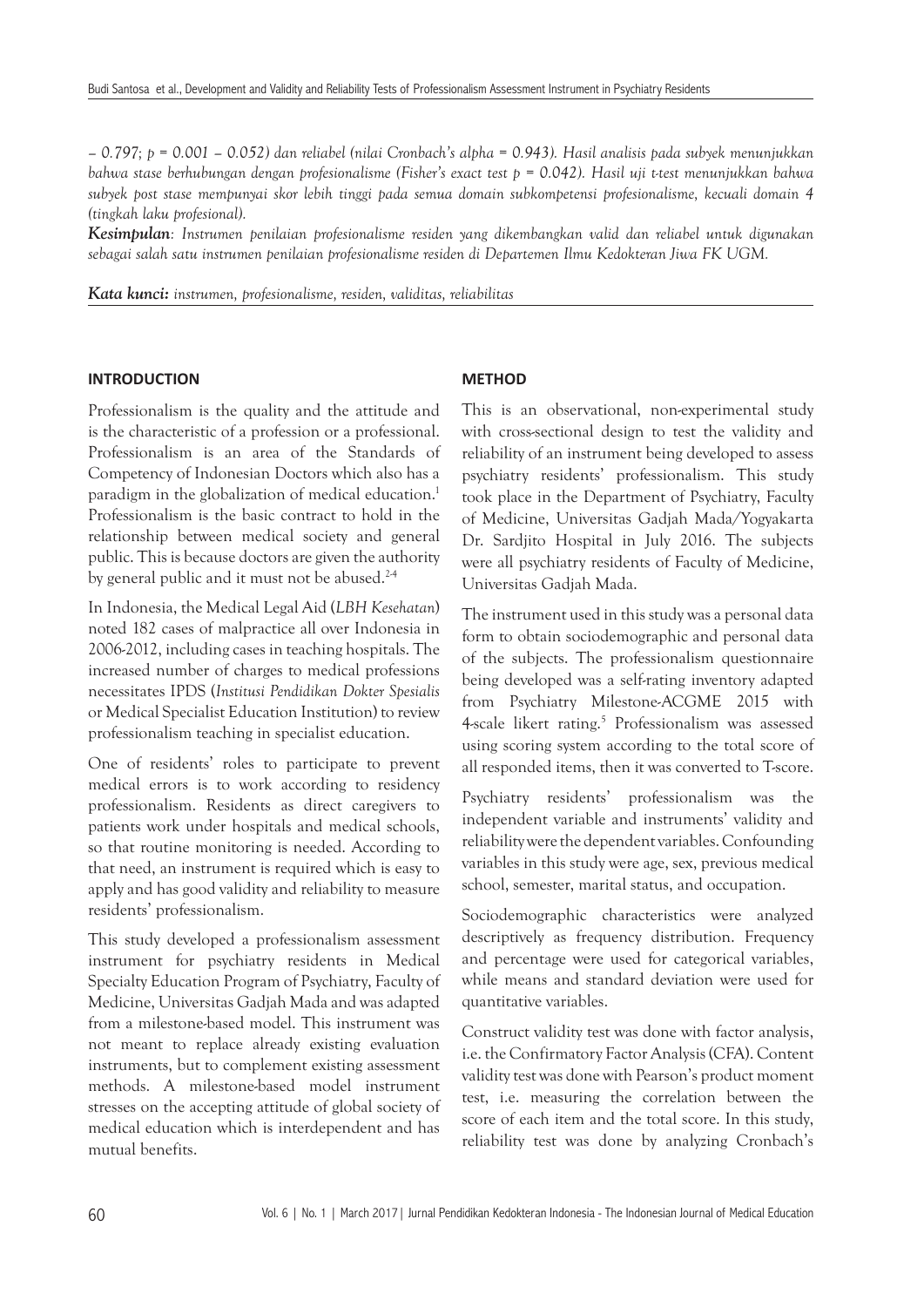*– 0.797; p = 0.001 – 0.052) dan reliabel (nilai Cronbach's alpha = 0.943). Hasil analisis pada subyek menunjukkan bahwa stase berhubungan dengan profesionalisme (Fisher's exact test p = 0.042). Hasil uji t-test menunjukkan bahwa subyek post stase mempunyai skor lebih tinggi pada semua domain subkompetensi profesionalisme, kecuali domain 4 (tingkah laku profesional).*

***Kesimpulan****: Instrumen penilaian profesionalisme residen yang dikembangkan valid dan reliabel untuk digunakan sebagai salah satu instrumen penilaian profesionalisme residen di Departemen Ilmu Kedokteran Jiwa FK UGM.*

***Kata kunci:*** *instrumen, profesionalisme, residen, validitas, reliabilitas*

## INTRODUCTION

Professionalism is the quality and the attitude and is the characteristic of a profession or a professional. Professionalism is an area of the Standards of Competency of Indonesian Doctors which also has a paradigm in the globalization of medical education.[1] Professionalism is the basic contract to hold in the relationship between medical society and general public. This is because doctors are given the authority by general public and it must not be abused.[2-4]

In Indonesia, the Medical Legal Aid (*LBH Kesehatan*) noted 182 cases of malpractice all over Indonesia in 2006-2012, including cases in teaching hospitals. The increased number of charges to medical professions necessitates IPDS (*Institusi Pendidikan Dokter Spesialis* or Medical Specialist Education Institution) to review professionalism teaching in specialist education.

One of residents' roles to participate to prevent medical errors is to work according to residency professionalism. Residents as direct caregivers to patients work under hospitals and medical schools, so that routine monitoring is needed. According to that need, an instrument is required which is easy to apply and has good validity and reliability to measure residents' professionalism.

This study developed a professionalism assessment instrument for psychiatry residents in Medical Specialty Education Program of Psychiatry, Faculty of Medicine, Universitas Gadjah Mada and was adapted from a milestone-based model. This instrument was not meant to replace already existing evaluation instruments, but to complement existing assessment methods. A milestone-based model instrument stresses on the accepting attitude of global society of medical education which is interdependent and has mutual benefits.

## METHOD

This is an observational, non-experimental study with cross-sectional design to test the validity and reliability of an instrument being developed to assess psychiatry residents' professionalism. This study took place in the Department of Psychiatry, Faculty of Medicine, Universitas Gadjah Mada/Yogyakarta Dr. Sardjito Hospital in July 2016. The subjects were all psychiatry residents of Faculty of Medicine, Universitas Gadjah Mada.

The instrument used in this study was a personal data form to obtain sociodemographic and personal data of the subjects. The professionalism questionnaire being developed was a self-rating inventory adapted from Psychiatry Milestone-ACGME 2015 with 4-scale likert rating.[5] Professionalism was assessed using scoring system according to the total score of all responded items, then it was converted to T-score.

Psychiatry residents' professionalism was the independent variable and instruments' validity and reliability were the dependent variables. Confounding variables in this study were age, sex, previous medical school, semester, marital status, and occupation.

Sociodemographic characteristics were analyzed descriptively as frequency distribution. Frequency and percentage were used for categorical variables, while means and standard deviation were used for quantitative variables.

Construct validity test was done with factor analysis, i.e. the Confirmatory Factor Analysis (CFA). Content validity test was done with Pearson's product moment test, i.e. measuring the correlation between the score of each item and the total score. In this study, reliability test was done by analyzing Cronbach's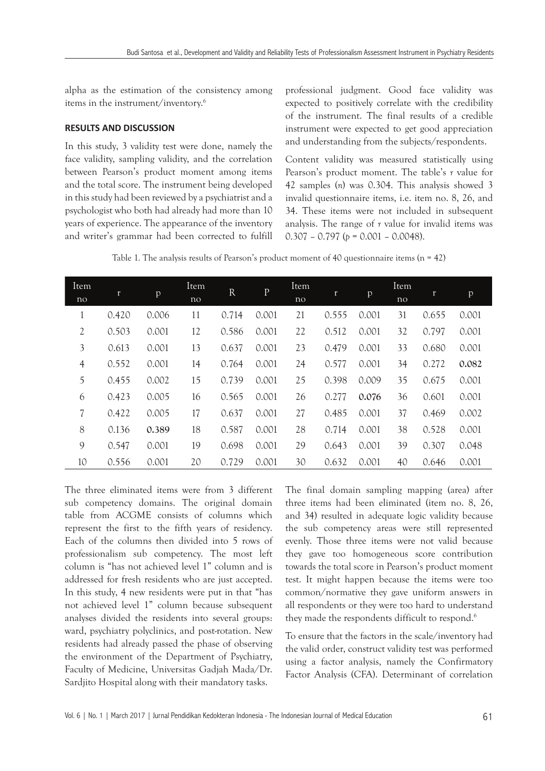alpha as the estimation of the consistency among items in the instrument/inventory.[6]

## RESULTS AND DISCUSSION

In this study, 3 validity test were done, namely the face validity, sampling validity, and the correlation between Pearson's product moment among items and the total score. The instrument being developed in this study had been reviewed by a psychiatrist and a psychologist who both had already had more than 10 years of experience. The appearance of the inventory and writer's grammar had been corrected to fulfill professional judgment. Good face validity was expected to positively correlate with the credibility of the instrument. The final results of a credible instrument were expected to get good appreciation and understanding from the subjects/respondents.

Content validity was measured statistically using Pearson's product moment. The table's $r$ value for 42 samples ($n$) was 0.304. This analysis showed 3 invalid questionnaire items, i.e. item no. 8, 26, and 34. These items were not included in subsequent analysis. The range of $r$ value for invalid items was 0.307 – 0.797 ($p$ = 0.001 – 0.0048).

Table 1. The analysis results of Pearson's product moment of 40 questionnaire items (n = 42)

| Item no | r | p | Item no | R | P | Item no | r | p | Item no | r | p |
|---|---|---|---|---|---|---|---|---|---|---|---|
| 1 | 0.420 | 0.006 | 11 | 0.714 | 0.001 | 21 | 0.555 | 0.001 | 31 | 0.655 | 0.001 |
| 2 | 0.503 | 0.001 | 12 | 0.586 | 0.001 | 22 | 0.512 | 0.001 | 32 | 0.797 | 0.001 |
| 3 | 0.613 | 0.001 | 13 | 0.637 | 0.001 | 23 | 0.479 | 0.001 | 33 | 0.680 | 0.001 |
| 4 | 0.552 | 0.001 | 14 | 0.764 | 0.001 | 24 | 0.577 | 0.001 | 34 | 0.272 | **0.082** |
| 5 | 0.455 | 0.002 | 15 | 0.739 | 0.001 | 25 | 0.398 | 0.009 | 35 | 0.675 | 0.001 |
| 6 | 0.423 | 0.005 | 16 | 0.565 | 0.001 | 26 | 0.277 | **0.076** | 36 | 0.601 | 0.001 |
| 7 | 0.422 | 0.005 | 17 | 0.637 | 0.001 | 27 | 0.485 | 0.001 | 37 | 0.469 | 0.002 |
| 8 | 0.136 | **0.389** | 18 | 0.587 | 0.001 | 28 | 0.714 | 0.001 | 38 | 0.528 | 0.001 |
| 9 | 0.547 | 0.001 | 19 | 0.698 | 0.001 | 29 | 0.643 | 0.001 | 39 | 0.307 | 0.048 |
| 10 | 0.556 | 0.001 | 20 | 0.729 | 0.001 | 30 | 0.632 | 0.001 | 40 | 0.646 | 0.001 |

The three eliminated items were from 3 different sub competency domains. The original domain table from ACGME consists of columns which represent the first to the fifth years of residency. Each of the columns then divided into 5 rows of professionalism sub competency. The most left column is "has not achieved level 1" column and is addressed for fresh residents who are just accepted. In this study, 4 new residents were put in that "has not achieved level 1" column because subsequent analyses divided the residents into several groups: ward, psychiatry polyclinics, and post-rotation. New residents had already passed the phase of observing the environment of the Department of Psychiatry, Faculty of Medicine, Universitas Gadjah Mada/Dr. Sardjito Hospital along with their mandatory tasks.

The final domain sampling mapping (area) after three items had been eliminated (item no. 8, 26, and 34) resulted in adequate logic validity because the sub competency areas were still represented evenly. Those three items were not valid because they gave too homogeneous score contribution towards the total score in Pearson's product moment test. It might happen because the items were too common/normative they gave uniform answers in all respondents or they were too hard to understand they made the respondents difficult to respond.[6]

To ensure that the factors in the scale/inventory had the valid order, construct validity test was performed using a factor analysis, namely the Confirmatory Factor Analysis (CFA). Determinant of correlation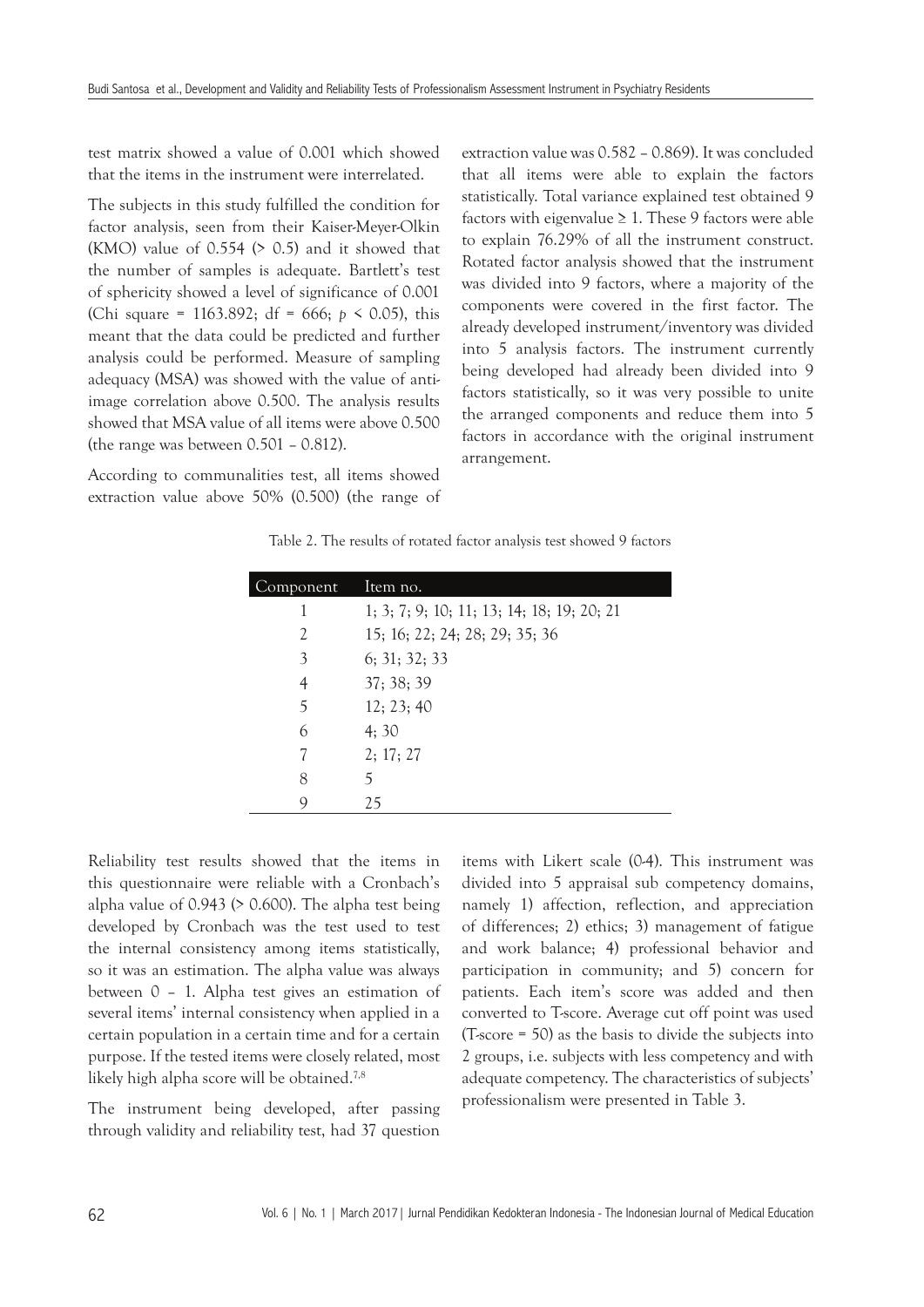test matrix showed a value of 0.001 which showed that the items in the instrument were interrelated.

The subjects in this study fulfilled the condition for factor analysis, seen from their Kaiser-Meyer-Olkin (KMO) value of 0.554 (> 0.5) and it showed that the number of samples is adequate. Bartlett's test of sphericity showed a level of significance of 0.001 (Chi square = 1163.892; df = 666; $p < 0.05$), this meant that the data could be predicted and further analysis could be performed. Measure of sampling adequacy (MSA) was showed with the value of anti-image correlation above 0.500. The analysis results showed that MSA value of all items were above 0.500 (the range was between 0.501 – 0.812).

According to communalities test, all items showed extraction value above 50% (0.500) (the range of extraction value was 0.582 – 0.869). It was concluded that all items were able to explain the factors statistically. Total variance explained test obtained 9 factors with eigenvalue ≥ 1. These 9 factors were able to explain 76.29% of all the instrument construct. Rotated factor analysis showed that the instrument was divided into 9 factors, where a majority of the components were covered in the first factor. The already developed instrument/inventory was divided into 5 analysis factors. The instrument currently being developed had already been divided into 9 factors statistically, so it was very possible to unite the arranged components and reduce them into 5 factors in accordance with the original instrument arrangement.

Table 2. The results of rotated factor analysis test showed 9 factors

| Component | Item no. |
|---|---|
| 1 | 1; 3; 7; 9; 10; 11; 13; 14; 18; 19; 20; 21 |
| 2 | 15; 16; 22; 24; 28; 29; 35; 36 |
| 3 | 6; 31; 32; 33 |
| 4 | 37; 38; 39 |
| 5 | 12; 23; 40 |
| 6 | 4; 30 |
| 7 | 2; 17; 27 |
| 8 | 5 |
| 9 | 25 |

Reliability test results showed that the items in this questionnaire were reliable with a Cronbach's alpha value of 0.943 (> 0.600). The alpha test being developed by Cronbach was the test used to test the internal consistency among items statistically, so it was an estimation. The alpha value was always between 0 – 1. Alpha test gives an estimation of several items' internal consistency when applied in a certain population in a certain time and for a certain purpose. If the tested items were closely related, most likely high alpha score will be obtained.[7,8]

The instrument being developed, after passing through validity and reliability test, had 37 question items with Likert scale (0-4). This instrument was divided into 5 appraisal sub competency domains, namely 1) affection, reflection, and appreciation of differences; 2) ethics; 3) management of fatigue and work balance; 4) professional behavior and participation in community; and 5) concern for patients. Each item's score was added and then converted to T-score. Average cut off point was used (T-score = 50) as the basis to divide the subjects into 2 groups, i.e. subjects with less competency and with adequate competency. The characteristics of subjects' professionalism were presented in Table 3.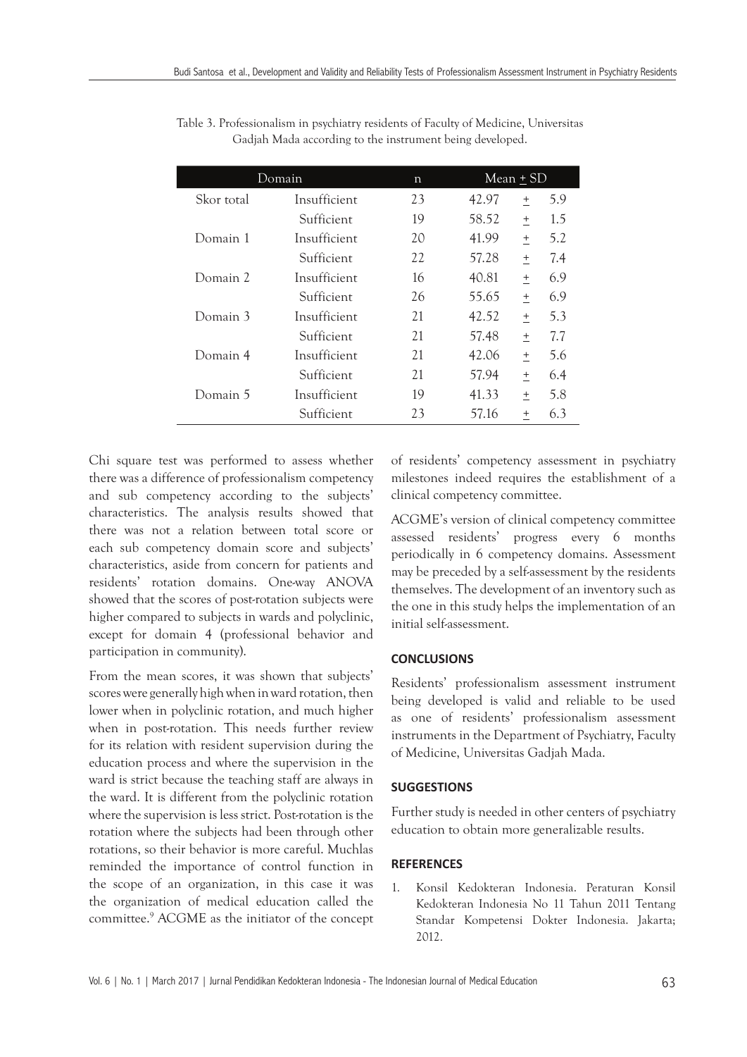Table 3. Professionalism in psychiatry residents of Faculty of Medicine, Universitas Gadjah Mada according to the instrument being developed.

| Domain | | n | Mean ± SD |
|---|---|---|---|
| Skor total | Insufficient | 23 | 42.97 ± 5.9 |
| | Sufficient | 19 | 58.52 ± 1.5 |
| Domain 1 | Insufficient | 20 | 41.99 ± 5.2 |
| | Sufficient | 22 | 57.28 ± 7.4 |
| Domain 2 | Insufficient | 16 | 40.81 ± 6.9 |
| | Sufficient | 26 | 55.65 ± 6.9 |
| Domain 3 | Insufficient | 21 | 42.52 ± 5.3 |
| | Sufficient | 21 | 57.48 ± 7.7 |
| Domain 4 | Insufficient | 21 | 42.06 ± 5.6 |
| | Sufficient | 21 | 57.94 ± 6.4 |
| Domain 5 | Insufficient | 19 | 41.33 ± 5.8 |
| | Sufficient | 23 | 57.16 ± 6.3 |

Chi square test was performed to assess whether there was a difference of professionalism competency and sub competency according to the subjects' characteristics. The analysis results showed that there was not a relation between total score or each sub competency domain score and subjects' characteristics, aside from concern for patients and residents' rotation domains. One-way ANOVA showed that the scores of post-rotation subjects were higher compared to subjects in wards and polyclinic, except for domain 4 (professional behavior and participation in community).

From the mean scores, it was shown that subjects' scores were generally high when in ward rotation, then lower when in polyclinic rotation, and much higher when in post-rotation. This needs further review for its relation with resident supervision during the education process and where the supervision in the ward is strict because the teaching staff are always in the ward. It is different from the polyclinic rotation where the supervision is less strict. Post-rotation is the rotation where the subjects had been through other rotations, so their behavior is more careful. Muchlas reminded the importance of control function in the scope of an organization, in this case it was the organization of medical education called the committee.[9] ACGME as the initiator of the concept of residents' competency assessment in psychiatry milestones indeed requires the establishment of a clinical competency committee.

ACGME's version of clinical competency committee assessed residents' progress every 6 months periodically in 6 competency domains. Assessment may be preceded by a self-assessment by the residents themselves. The development of an inventory such as the one in this study helps the implementation of an initial self-assessment.

## CONCLUSIONS

Residents' professionalism assessment instrument being developed is valid and reliable to be used as one of residents' professionalism assessment instruments in the Department of Psychiatry, Faculty of Medicine, Universitas Gadjah Mada.

## SUGGESTIONS

Further study is needed in other centers of psychiatry education to obtain more generalizable results.

## REFERENCES

1. Konsil Kedokteran Indonesia. Peraturan Konsil Kedokteran Indonesia No 11 Tahun 2011 Tentang Standar Kompetensi Dokter Indonesia. Jakarta; 2012.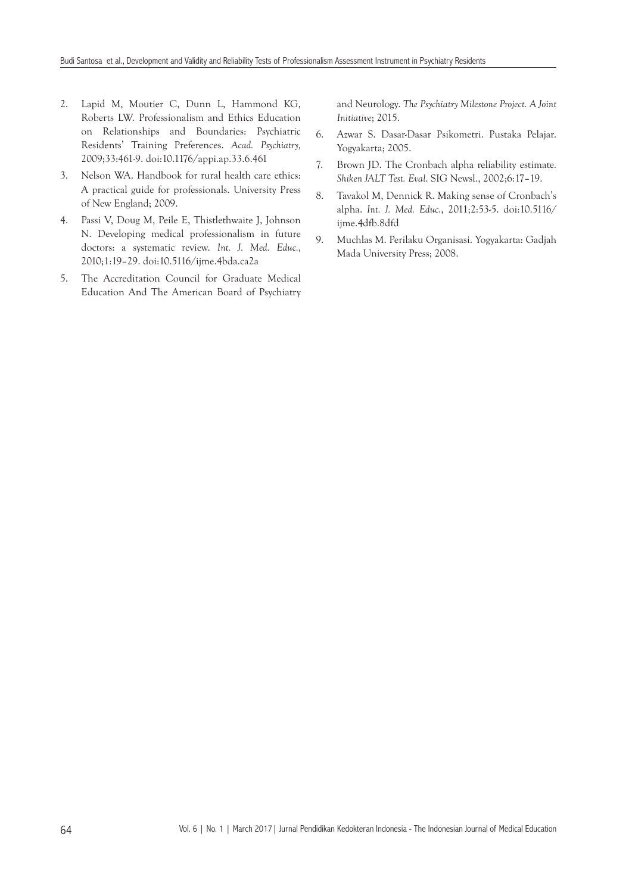2. Lapid M, Moutier C, Dunn L, Hammond KG, Roberts LW. Professionalism and Ethics Education on Relationships and Boundaries: Psychiatric Residents' Training Preferences. *Acad. Psychiatry,* 2009;33:461-9. doi:10.1176/appi.ap.33.6.461
3. Nelson WA. Handbook for rural health care ethics: A practical guide for professionals. University Press of New England; 2009.
4. Passi V, Doug M, Peile E, Thistlethwaite J, Johnson N. Developing medical professionalism in future doctors: a systematic review. *Int. J. Med. Educ.,* 2010;1:19–29. doi:10.5116/ijme.4bda.ca2a
5. The Accreditation Council for Graduate Medical Education And The American Board of Psychiatry and Neurology. *The Psychiatry Milestone Project. A Joint Initiative*; 2015.
6. Azwar S. Dasar-Dasar Psikometri. Pustaka Pelajar. Yogyakarta; 2005.
7. Brown JD. The Cronbach alpha reliability estimate. *Shiken JALT Test. Eval*. SIG Newsl., 2002;6:17–19.
8. Tavakol M, Dennick R. Making sense of Cronbach's alpha. *Int. J. Med. Educ.*, 2011;2:53-5. doi:10.5116/ijme.4dfb.8dfd
9. Muchlas M. Perilaku Organisasi. Yogyakarta: Gadjah Mada University Press; 2008.